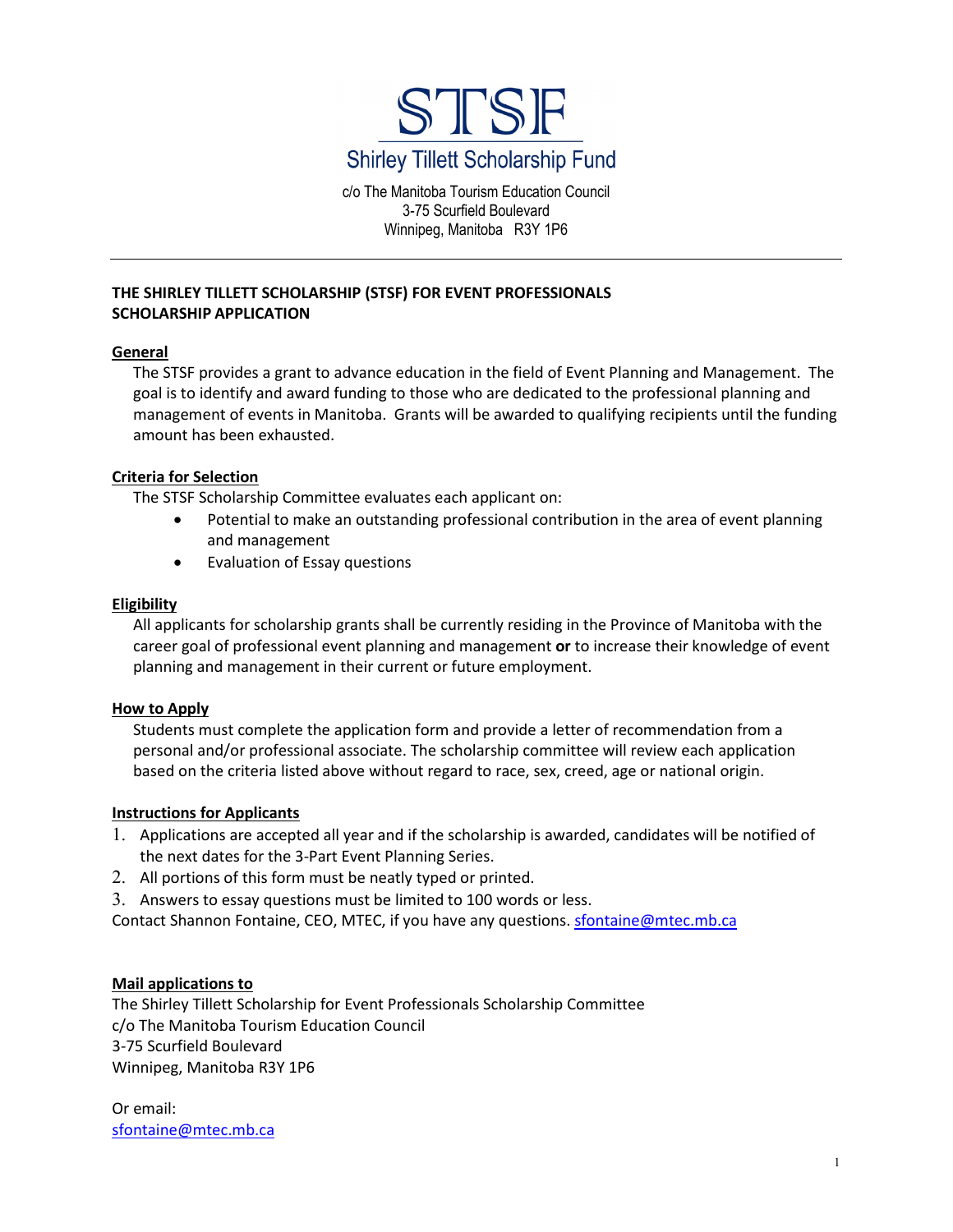# STSF

## Shirley Tillett Scholarship Fund

c/o The Manitoba Tourism Education Council
3-75 Scurfield Boulevard
Winnipeg, Manitoba R3Y 1P6

---

**THE SHIRLEY TILLETT SCHOLARSHIP (STSF) FOR EVENT PROFESSIONALS**
**SCHOLARSHIP APPLICATION**

### General

The STSF provides a grant to advance education in the field of Event Planning and Management. The goal is to identify and award funding to those who are dedicated to the professional planning and management of events in Manitoba. Grants will be awarded to qualifying recipients until the funding amount has been exhausted.

### Criteria for Selection

The STSF Scholarship Committee evaluates each applicant on:

- Potential to make an outstanding professional contribution in the area of event planning and management
- Evaluation of Essay questions

### Eligibility

All applicants for scholarship grants shall be currently residing in the Province of Manitoba with the career goal of professional event planning and management **or** to increase their knowledge of event planning and management in their current or future employment.

### How to Apply

Students must complete the application form and provide a letter of recommendation from a personal and/or professional associate. The scholarship committee will review each application based on the criteria listed above without regard to race, sex, creed, age or national origin.

### Instructions for Applicants

1. Applications are accepted all year and if the scholarship is awarded, candidates will be notified of the next dates for the 3-Part Event Planning Series.
2. All portions of this form must be neatly typed or printed.
3. Answers to essay questions must be limited to 100 words or less.

Contact Shannon Fontaine, CEO, MTEC, if you have any questions. sfontaine@mtec.mb.ca

### Mail applications to

The Shirley Tillett Scholarship for Event Professionals Scholarship Committee
c/o The Manitoba Tourism Education Council
3-75 Scurfield Boulevard
Winnipeg, Manitoba R3Y 1P6

Or email:
sfontaine@mtec.mb.ca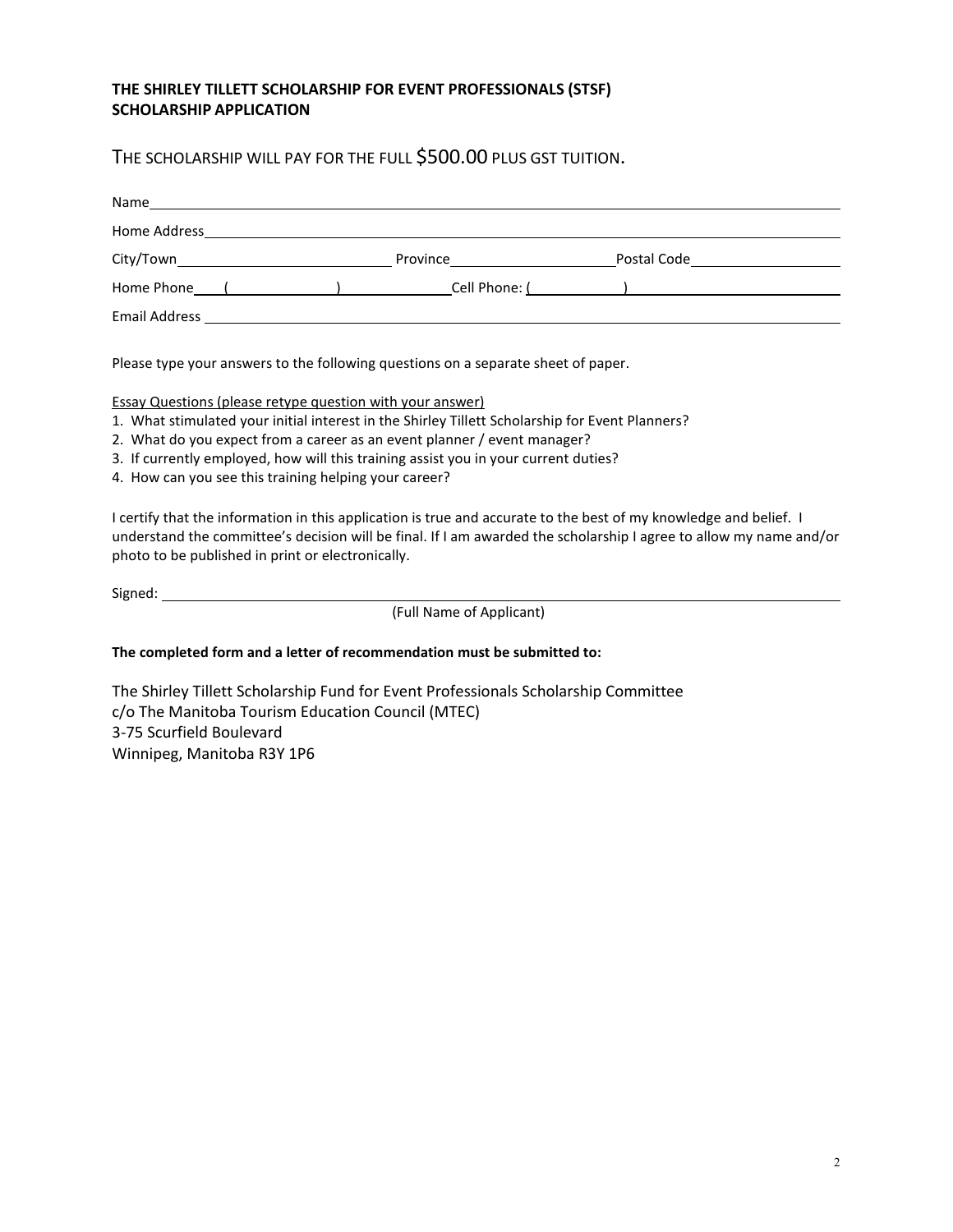**THE SHIRLEY TILLETT SCHOLARSHIP FOR EVENT PROFESSIONALS (STSF)**
**SCHOLARSHIP APPLICATION**

THE SCHOLARSHIP WILL PAY FOR THE FULL $500.00 PLUS GST TUITION.

Name ______________________________________________________________________

Home Address ______________________________________________________________

City/Town ____________________ Province ________________ Postal Code ______________

Home Phone ( ) Cell Phone: ( )

Email Address _____________________________________________________________

Please type your answers to the following questions on a separate sheet of paper.

Essay Questions (please retype question with your answer)

1. What stimulated your initial interest in the Shirley Tillett Scholarship for Event Planners?
2. What do you expect from a career as an event planner / event manager?
3. If currently employed, how will this training assist you in your current duties?
4. How can you see this training helping your career?

I certify that the information in this application is true and accurate to the best of my knowledge and belief. I understand the committee's decision will be final. If I am awarded the scholarship I agree to allow my name and/or photo to be published in print or electronically.

Signed: ___________________________________________________________________
(Full Name of Applicant)

**The completed form and a letter of recommendation must be submitted to:**

The Shirley Tillett Scholarship Fund for Event Professionals Scholarship Committee
c/o The Manitoba Tourism Education Council (MTEC)
3-75 Scurfield Boulevard
Winnipeg, Manitoba R3Y 1P6